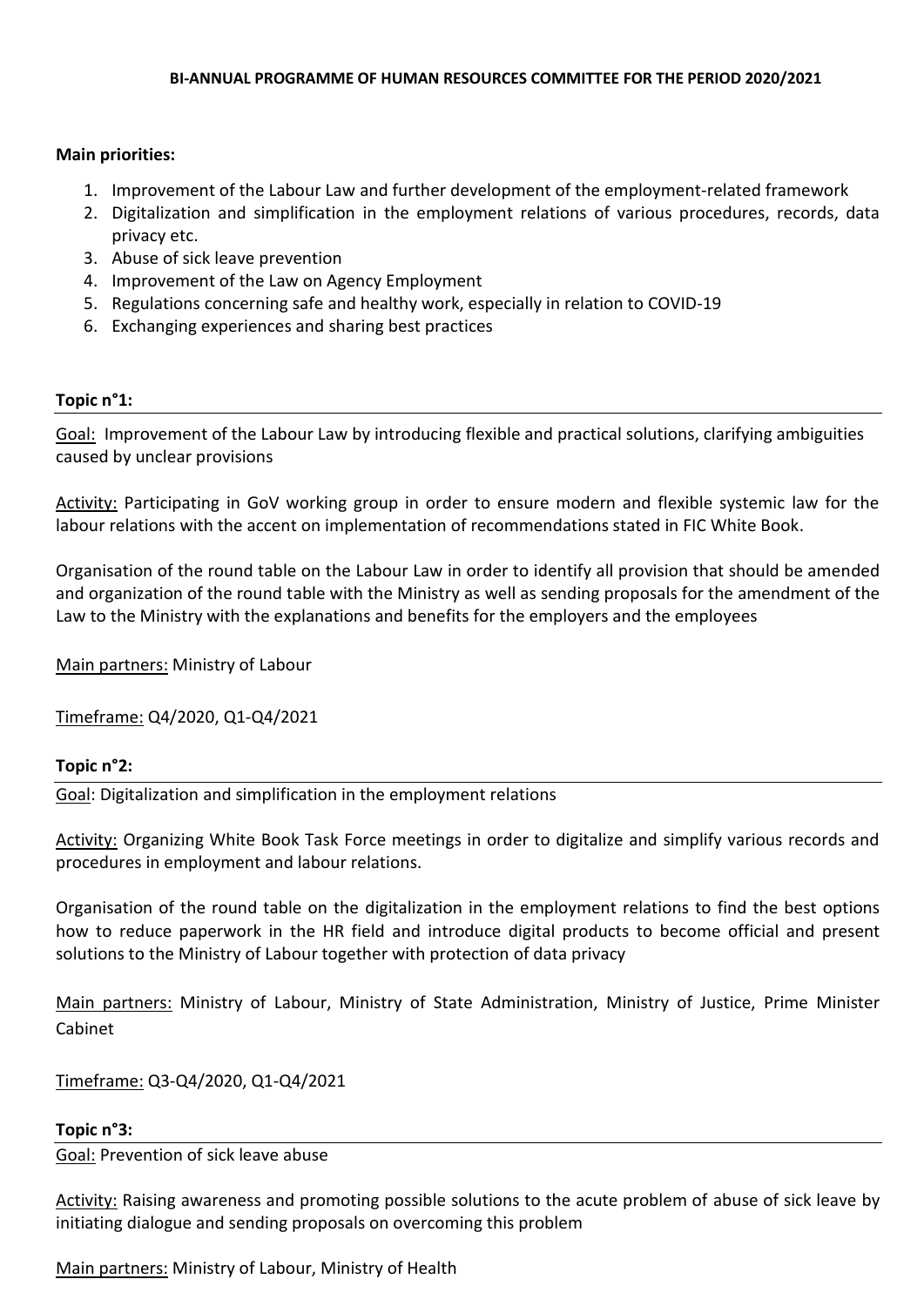**BI-ANNUAL PROGRAMME OF HUMAN RESOURCES COMMITTEE FOR THE PERIOD 2020/2021**

**Main priorities:**

1. Improvement of the Labour Law and further development of the employment-related framework
2. Digitalization and simplification in the employment relations of various procedures, records, data privacy etc.
3. Abuse of sick leave prevention
4. Improvement of the Law on Agency Employment
5. Regulations concerning safe and healthy work, especially in relation to COVID-19
6. Exchanging experiences and sharing best practices

**Topic n°1:**

Goal: Improvement of the Labour Law by introducing flexible and practical solutions, clarifying ambiguities caused by unclear provisions

Activity: Participating in GoV working group in order to ensure modern and flexible systemic law for the labour relations with the accent on implementation of recommendations stated in FIC White Book.

Organisation of the round table on the Labour Law in order to identify all provision that should be amended and organization of the round table with the Ministry as well as sending proposals for the amendment of the Law to the Ministry with the explanations and benefits for the employers and the employees

Main partners: Ministry of Labour

Timeframe: Q4/2020, Q1-Q4/2021

**Topic n°2:**

Goal: Digitalization and simplification in the employment relations

Activity: Organizing White Book Task Force meetings in order to digitalize and simplify various records and procedures in employment and labour relations.

Organisation of the round table on the digitalization in the employment relations to find the best options how to reduce paperwork in the HR field and introduce digital products to become official and present solutions to the Ministry of Labour together with protection of data privacy

Main partners: Ministry of Labour, Ministry of State Administration, Ministry of Justice, Prime Minister Cabinet

Timeframe: Q3-Q4/2020, Q1-Q4/2021

**Topic n°3:**

Goal: Prevention of sick leave abuse

Activity: Raising awareness and promoting possible solutions to the acute problem of abuse of sick leave by initiating dialogue and sending proposals on overcoming this problem

Main partners: Ministry of Labour, Ministry of Health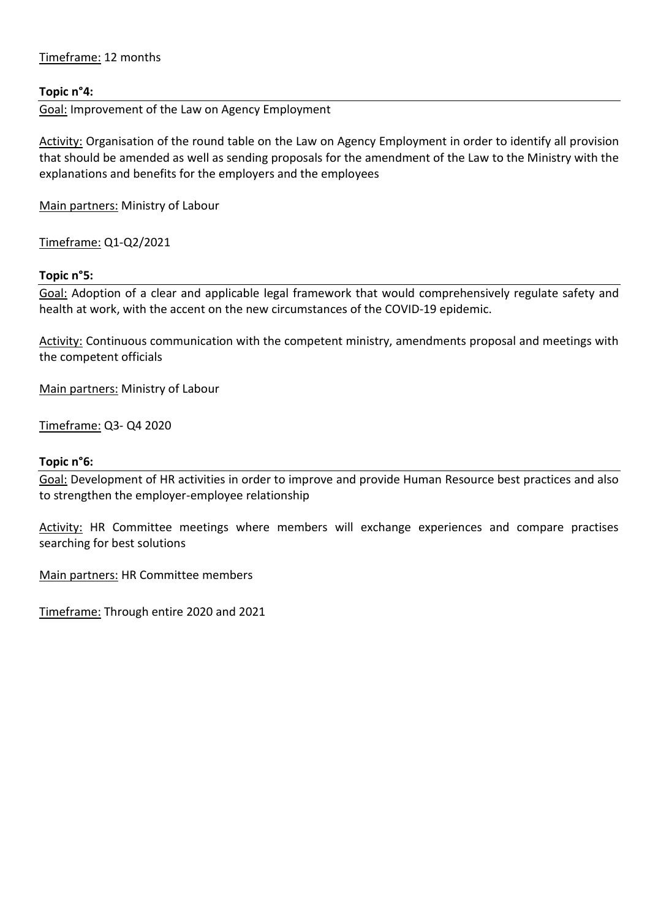Timeframe: 12 months

**Topic n°4:**

Goal: Improvement of the Law on Agency Employment

Activity: Organisation of the round table on the Law on Agency Employment in order to identify all provision that should be amended as well as sending proposals for the amendment of the Law to the Ministry with the explanations and benefits for the employers and the employees

Main partners: Ministry of Labour

Timeframe: Q1-Q2/2021

**Topic n°5:**

Goal: Adoption of a clear and applicable legal framework that would comprehensively regulate safety and health at work, with the accent on the new circumstances of the COVID-19 epidemic.

Activity: Continuous communication with the competent ministry, amendments proposal and meetings with the competent officials

Main partners: Ministry of Labour

Timeframe: Q3- Q4 2020

**Topic n°6:**

Goal: Development of HR activities in order to improve and provide Human Resource best practices and also to strengthen the employer-employee relationship

Activity: HR Committee meetings where members will exchange experiences and compare practises searching for best solutions

Main partners: HR Committee members

Timeframe: Through entire 2020 and 2021